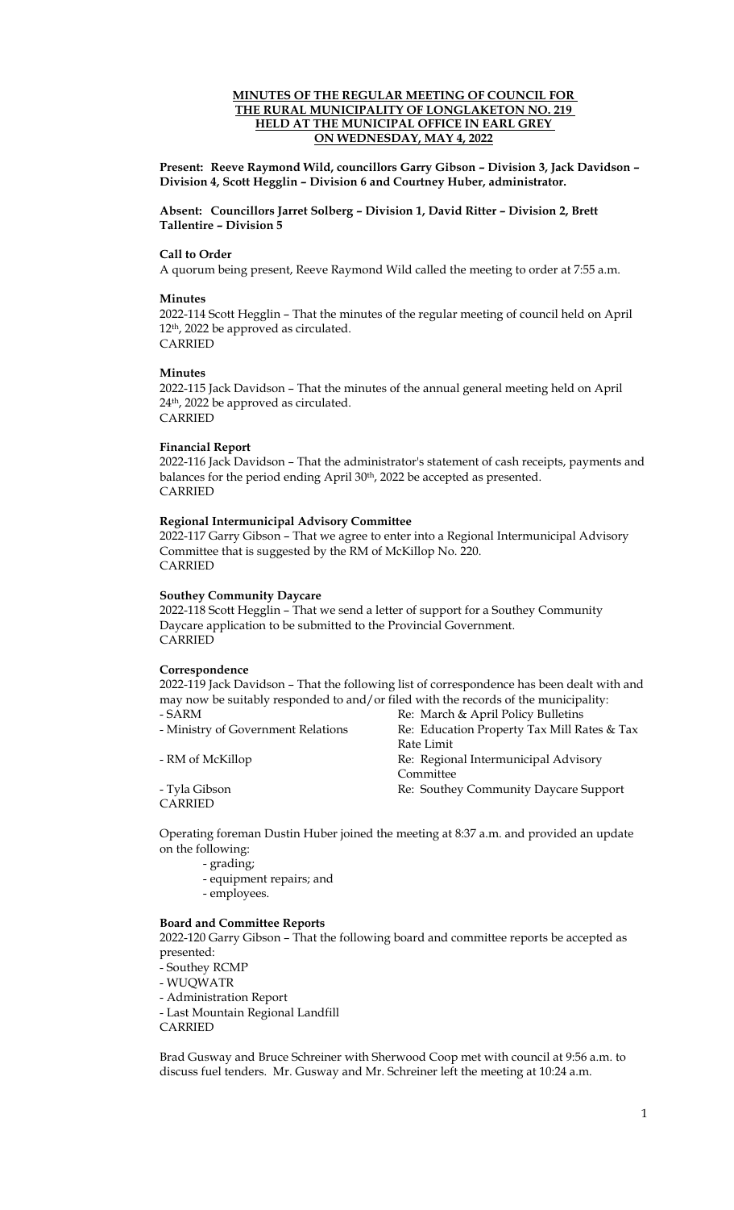**MINUTES OF THE REGULAR MEETING OF COUNCIL FOR THE RURAL MUNICIPALITY OF LONGLAKETON NO. 219 HELD AT THE MUNICIPAL OFFICE IN EARL GREY ON WEDNESDAY, MAY 4, 2022**

**Present: Reeve Raymond Wild, councillors Garry Gibson – Division 3, Jack Davidson – Division 4, Scott Hegglin – Division 6 and Courtney Huber, administrator.**

**Absent: Councillors Jarret Solberg – Division 1, David Ritter – Division 2, Brett Tallentire – Division 5**

**Call to Order**
A quorum being present, Reeve Raymond Wild called the meeting to order at 7:55 a.m.

**Minutes**
2022-114 Scott Hegglin – That the minutes of the regular meeting of council held on April 12th, 2022 be approved as circulated.
CARRIED

**Minutes**
2022-115 Jack Davidson – That the minutes of the annual general meeting held on April 24th, 2022 be approved as circulated.
CARRIED

**Financial Report**
2022-116 Jack Davidson – That the administrator's statement of cash receipts, payments and balances for the period ending April 30th, 2022 be accepted as presented.
CARRIED

**Regional Intermunicipal Advisory Committee**
2022-117 Garry Gibson – That we agree to enter into a Regional Intermunicipal Advisory Committee that is suggested by the RM of McKillop No. 220.
CARRIED

**Southey Community Daycare**
2022-118 Scott Hegglin – That we send a letter of support for a Southey Community Daycare application to be submitted to the Provincial Government.
CARRIED

**Correspondence**
2022-119 Jack Davidson – That the following list of correspondence has been dealt with and may now be suitably responded to and/or filed with the records of the municipality:

| | |
|---|---|
| - SARM | Re: March & April Policy Bulletins |
| - Ministry of Government Relations | Re: Education Property Tax Mill Rates & Tax Rate Limit |
| - RM of McKillop | Re: Regional Intermunicipal Advisory Committee |
| - Tyla Gibson | Re: Southey Community Daycare Support |

CARRIED

Operating foreman Dustin Huber joined the meeting at 8:37 a.m. and provided an update on the following:
- grading;
- equipment repairs; and
- employees.

**Board and Committee Reports**
2022-120 Garry Gibson – That the following board and committee reports be accepted as presented:
- Southey RCMP
- WUQWATR
- Administration Report
- Last Mountain Regional Landfill

CARRIED

Brad Gusway and Bruce Schreiner with Sherwood Coop met with council at 9:56 a.m. to discuss fuel tenders. Mr. Gusway and Mr. Schreiner left the meeting at 10:24 a.m.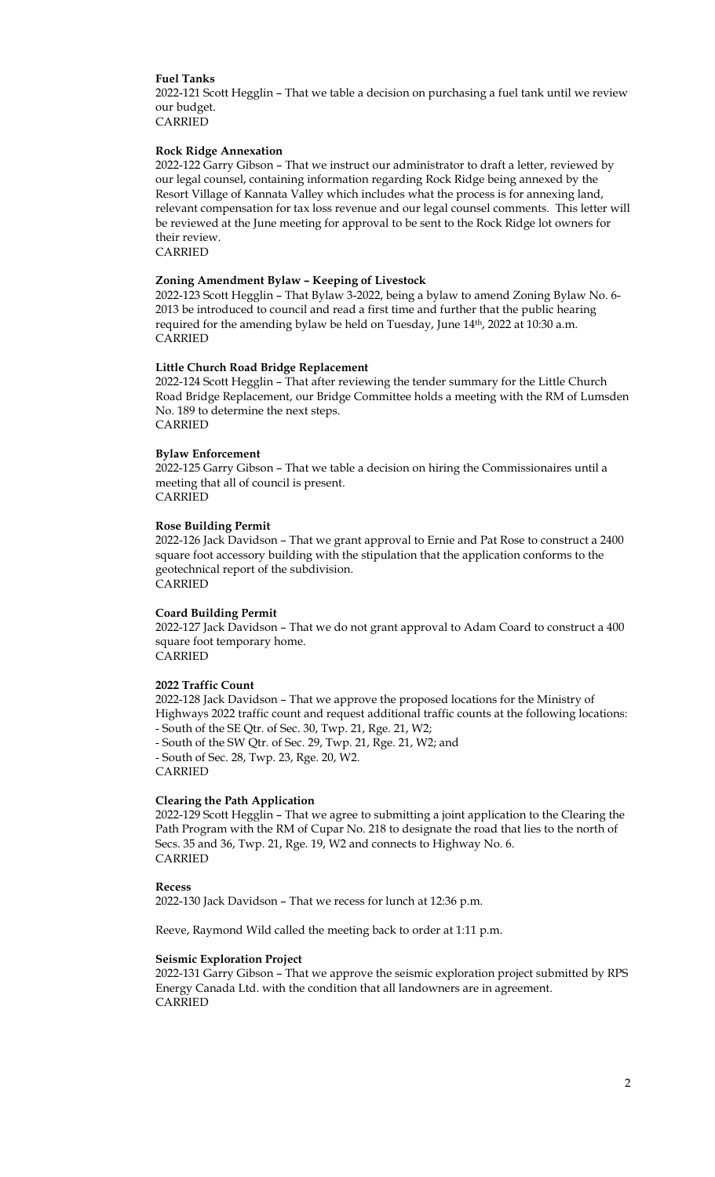**Fuel Tanks**

2022-121 Scott Hegglin – That we table a decision on purchasing a fuel tank until we review our budget.
CARRIED

**Rock Ridge Annexation**

2022-122 Garry Gibson – That we instruct our administrator to draft a letter, reviewed by our legal counsel, containing information regarding Rock Ridge being annexed by the Resort Village of Kannata Valley which includes what the process is for annexing land, relevant compensation for tax loss revenue and our legal counsel comments. This letter will be reviewed at the June meeting for approval to be sent to the Rock Ridge lot owners for their review.
CARRIED

**Zoning Amendment Bylaw – Keeping of Livestock**

2022-123 Scott Hegglin – That Bylaw 3-2022, being a bylaw to amend Zoning Bylaw No. 6-2013 be introduced to council and read a first time and further that the public hearing required for the amending bylaw be held on Tuesday, June 14th, 2022 at 10:30 a.m.
CARRIED

**Little Church Road Bridge Replacement**

2022-124 Scott Hegglin – That after reviewing the tender summary for the Little Church Road Bridge Replacement, our Bridge Committee holds a meeting with the RM of Lumsden No. 189 to determine the next steps.
CARRIED

**Bylaw Enforcement**

2022-125 Garry Gibson – That we table a decision on hiring the Commissionaires until a meeting that all of council is present.
CARRIED

**Rose Building Permit**

2022-126 Jack Davidson – That we grant approval to Ernie and Pat Rose to construct a 2400 square foot accessory building with the stipulation that the application conforms to the geotechnical report of the subdivision.
CARRIED

**Coard Building Permit**

2022-127 Jack Davidson – That we do not grant approval to Adam Coard to construct a 400 square foot temporary home.
CARRIED

**2022 Traffic Count**

2022-128 Jack Davidson – That we approve the proposed locations for the Ministry of Highways 2022 traffic count and request additional traffic counts at the following locations:
- South of the SE Qtr. of Sec. 30, Twp. 21, Rge. 21, W2;
- South of the SW Qtr. of Sec. 29, Twp. 21, Rge. 21, W2; and
- South of Sec. 28, Twp. 23, Rge. 20, W2.

CARRIED

**Clearing the Path Application**

2022-129 Scott Hegglin – That we agree to submitting a joint application to the Clearing the Path Program with the RM of Cupar No. 218 to designate the road that lies to the north of Secs. 35 and 36, Twp. 21, Rge. 19, W2 and connects to Highway No. 6.
CARRIED

**Recess**

2022-130 Jack Davidson – That we recess for lunch at 12:36 p.m.

Reeve, Raymond Wild called the meeting back to order at 1:11 p.m.

**Seismic Exploration Project**

2022-131 Garry Gibson – That we approve the seismic exploration project submitted by RPS Energy Canada Ltd. with the condition that all landowners are in agreement.
CARRIED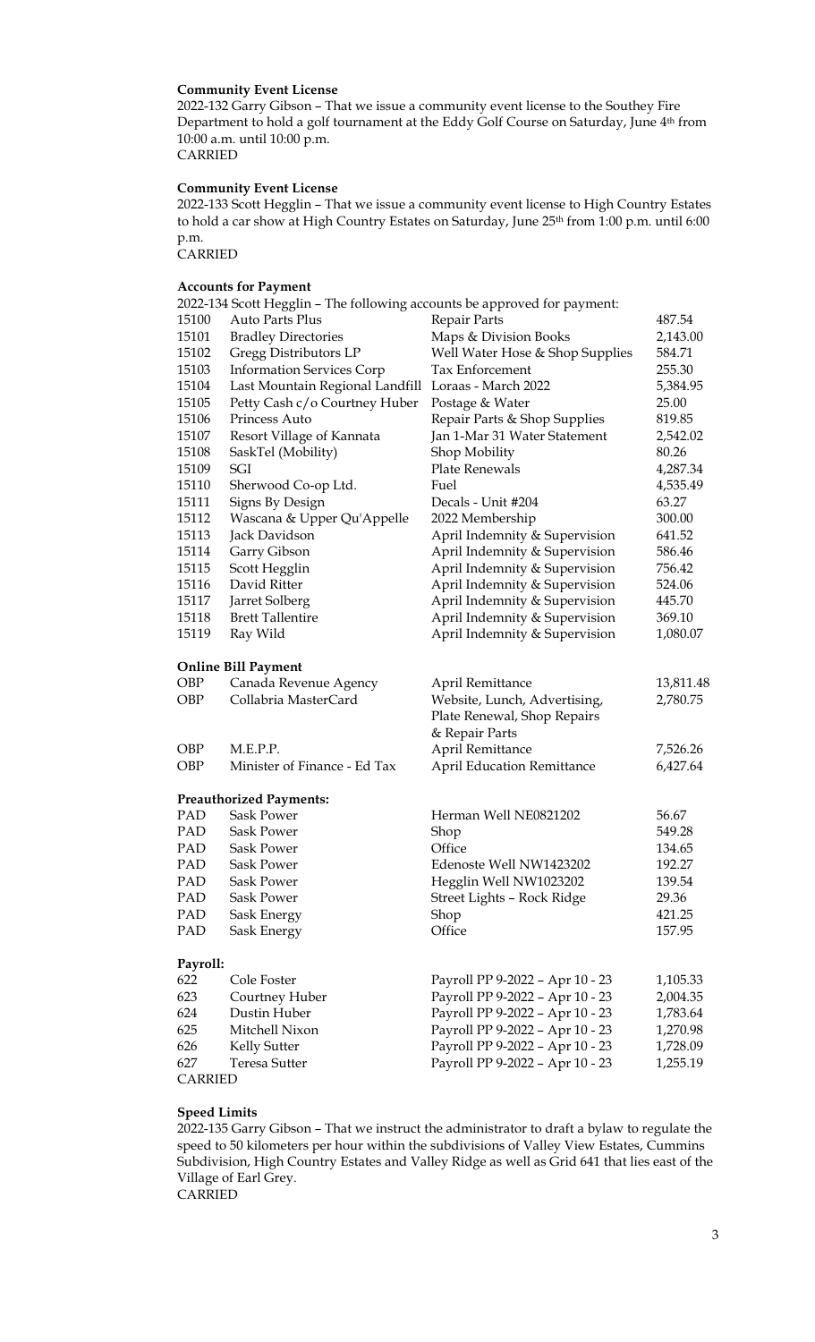**Community Event License**

2022-132 Garry Gibson – That we issue a community event license to the Southey Fire Department to hold a golf tournament at the Eddy Golf Course on Saturday, June 4th from 10:00 a.m. until 10:00 p.m.

CARRIED

**Community Event License**

2022-133 Scott Hegglin – That we issue a community event license to High Country Estates to hold a car show at High Country Estates on Saturday, June 25th from 1:00 p.m. until 6:00 p.m.

CARRIED

**Accounts for Payment**

2022-134 Scott Hegglin – The following accounts be approved for payment:

| | | | |
|---|---|---|---|
| 15100 | Auto Parts Plus | Repair Parts | 487.54 |
| 15101 | Bradley Directories | Maps & Division Books | 2,143.00 |
| 15102 | Gregg Distributors LP | Well Water Hose & Shop Supplies | 584.71 |
| 15103 | Information Services Corp | Tax Enforcement | 255.30 |
| 15104 | Last Mountain Regional Landfill | Loraas - March 2022 | 5,384.95 |
| 15105 | Petty Cash c/o Courtney Huber | Postage & Water | 25.00 |
| 15106 | Princess Auto | Repair Parts & Shop Supplies | 819.85 |
| 15107 | Resort Village of Kannata | Jan 1-Mar 31 Water Statement | 2,542.02 |
| 15108 | SaskTel (Mobility) | Shop Mobility | 80.26 |
| 15109 | SGI | Plate Renewals | 4,287.34 |
| 15110 | Sherwood Co-op Ltd. | Fuel | 4,535.49 |
| 15111 | Signs By Design | Decals - Unit #204 | 63.27 |
| 15112 | Wascana & Upper Qu'Appelle | 2022 Membership | 300.00 |
| 15113 | Jack Davidson | April Indemnity & Supervision | 641.52 |
| 15114 | Garry Gibson | April Indemnity & Supervision | 586.46 |
| 15115 | Scott Hegglin | April Indemnity & Supervision | 756.42 |
| 15116 | David Ritter | April Indemnity & Supervision | 524.06 |
| 15117 | Jarret Solberg | April Indemnity & Supervision | 445.70 |
| 15118 | Brett Tallentire | April Indemnity & Supervision | 369.10 |
| 15119 | Ray Wild | April Indemnity & Supervision | 1,080.07 |

**Online Bill Payment**

| | | | |
|---|---|---|---|
| OBP | Canada Revenue Agency | April Remittance | 13,811.48 |
| OBP | Collabria MasterCard | Website, Lunch, Advertising, Plate Renewal, Shop Repairs & Repair Parts | 2,780.75 |
| OBP | M.E.P.P. | April Remittance | 7,526.26 |
| OBP | Minister of Finance - Ed Tax | April Education Remittance | 6,427.64 |

**Preauthorized Payments:**

| | | | |
|---|---|---|---|
| PAD | Sask Power | Herman Well NE0821202 | 56.67 |
| PAD | Sask Power | Shop | 549.28 |
| PAD | Sask Power | Office | 134.65 |
| PAD | Sask Power | Edenoste Well NW1423202 | 192.27 |
| PAD | Sask Power | Hegglin Well NW1023202 | 139.54 |
| PAD | Sask Power | Street Lights – Rock Ridge | 29.36 |
| PAD | Sask Energy | Shop | 421.25 |
| PAD | Sask Energy | Office | 157.95 |

**Payroll:**

| | | | |
|---|---|---|---|
| 622 | Cole Foster | Payroll PP 9-2022 – Apr 10 - 23 | 1,105.33 |
| 623 | Courtney Huber | Payroll PP 9-2022 – Apr 10 - 23 | 2,004.35 |
| 624 | Dustin Huber | Payroll PP 9-2022 – Apr 10 - 23 | 1,783.64 |
| 625 | Mitchell Nixon | Payroll PP 9-2022 – Apr 10 - 23 | 1,270.98 |
| 626 | Kelly Sutter | Payroll PP 9-2022 – Apr 10 - 23 | 1,728.09 |
| 627 | Teresa Sutter | Payroll PP 9-2022 – Apr 10 - 23 | 1,255.19 |

CARRIED

**Speed Limits**

2022-135 Garry Gibson – That we instruct the administrator to draft a bylaw to regulate the speed to 50 kilometers per hour within the subdivisions of Valley View Estates, Cummins Subdivision, High Country Estates and Valley Ridge as well as Grid 641 that lies east of the Village of Earl Grey.

CARRIED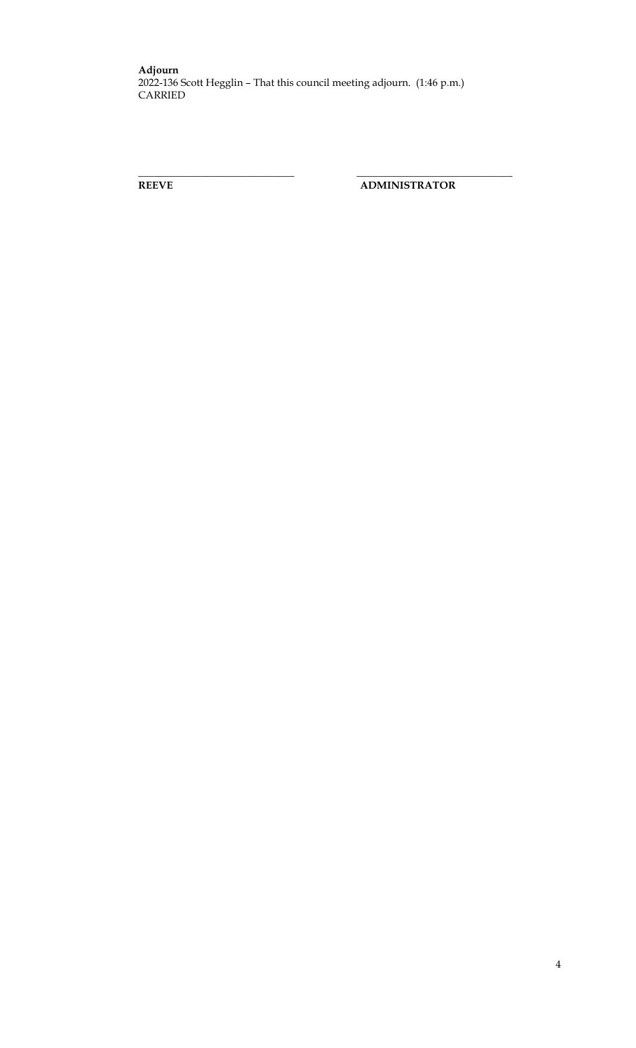**Adjourn**
2022-136 Scott Hegglin – That this council meeting adjourn. (1:46 p.m.)
CARRIED

\_\_\_\_\_\_\_\_\_\_\_\_\_\_\_\_\_\_\_\_\_\_\_\_\_\_\_\_\_\_ \_\_\_\_\_\_\_\_\_\_\_\_\_\_\_\_\_\_\_\_\_\_\_\_\_\_\_\_\_\_

**REEVE** **ADMINISTRATOR**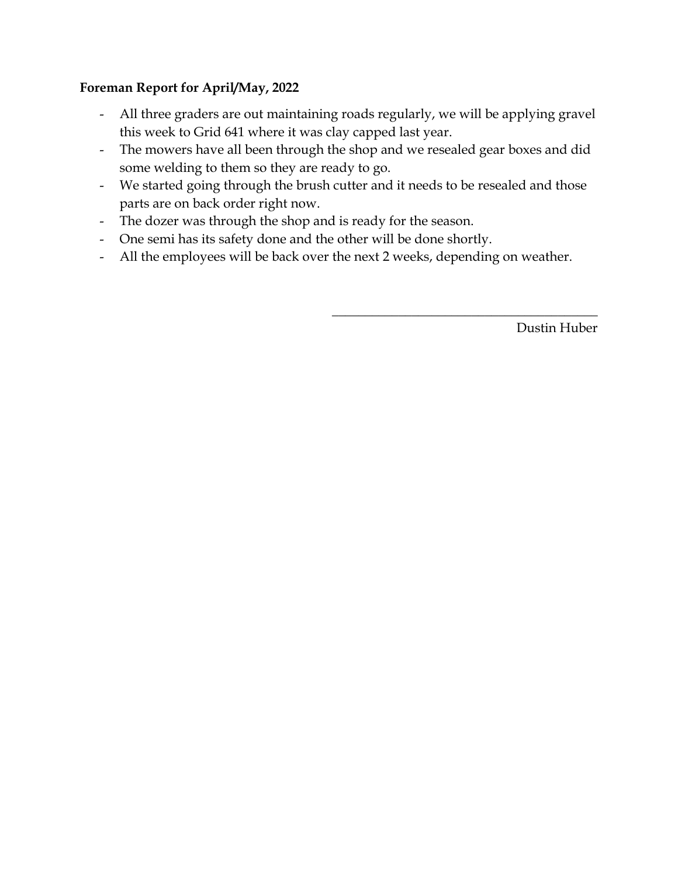**Foreman Report for April/May, 2022**

- All three graders are out maintaining roads regularly, we will be applying gravel this week to Grid 641 where it was clay capped last year.
- The mowers have all been through the shop and we resealed gear boxes and did some welding to them so they are ready to go.
- We started going through the brush cutter and it needs to be resealed and those parts are on back order right now.
- The dozer was through the shop and is ready for the season.
- One semi has its safety done and the other will be done shortly.
- All the employees will be back over the next 2 weeks, depending on weather.

\_\_\_\_\_\_\_\_\_\_\_\_\_\_\_\_\_\_\_\_\_\_\_\_\_\_\_\_\_\_\_\_\_\_\_\_\_\_\_\_

Dustin Huber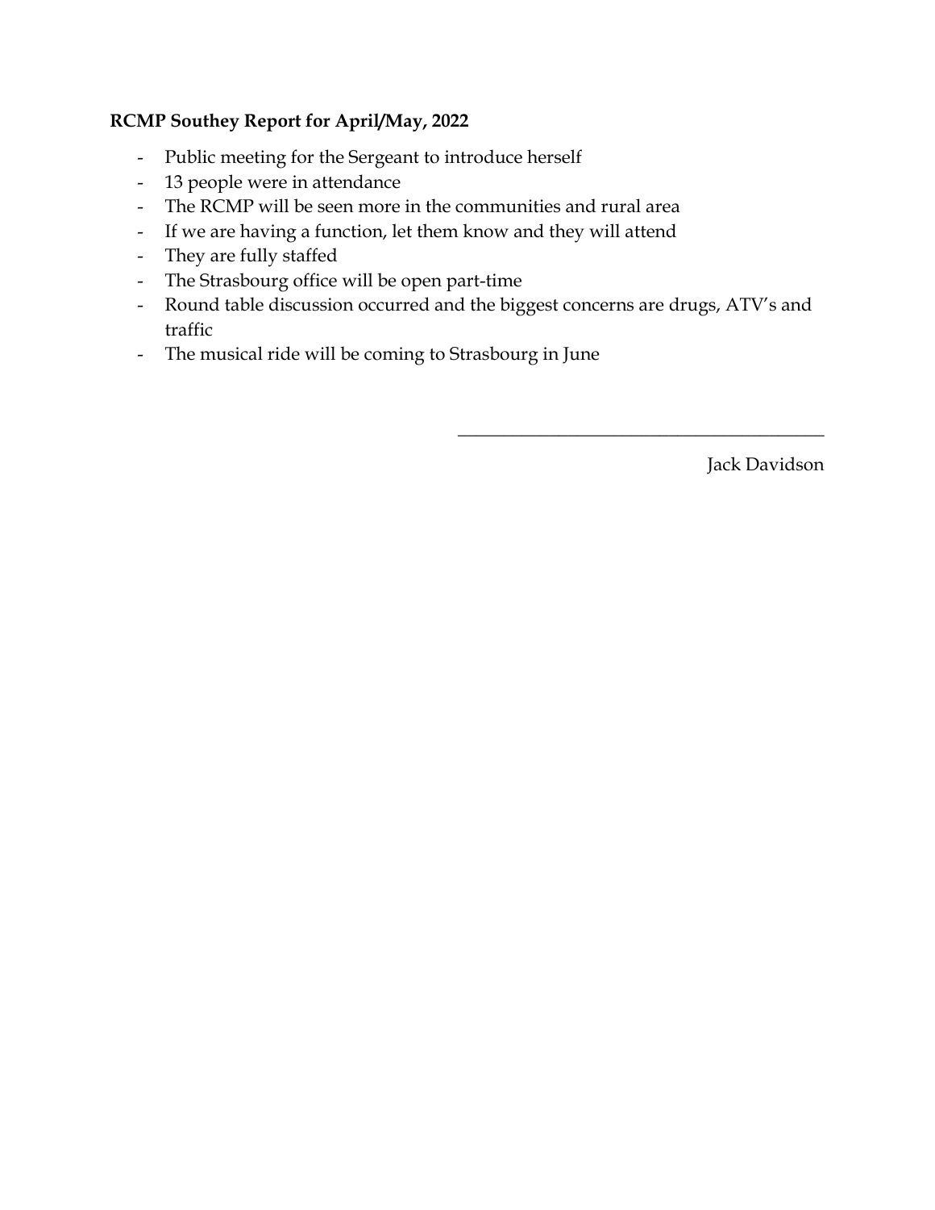**RCMP Southey Report for April/May, 2022**

- Public meeting for the Sergeant to introduce herself
- 13 people were in attendance
- The RCMP will be seen more in the communities and rural area
- If we are having a function, let them know and they will attend
- They are fully staffed
- The Strasbourg office will be open part-time
- Round table discussion occurred and the biggest concerns are drugs, ATV's and traffic
- The musical ride will be coming to Strasbourg in June

\_\_\_\_\_\_\_\_\_\_\_\_\_\_\_\_\_\_\_\_\_\_\_\_\_\_\_\_\_\_\_\_\_\_\_\_\_\_\_\_

Jack Davidson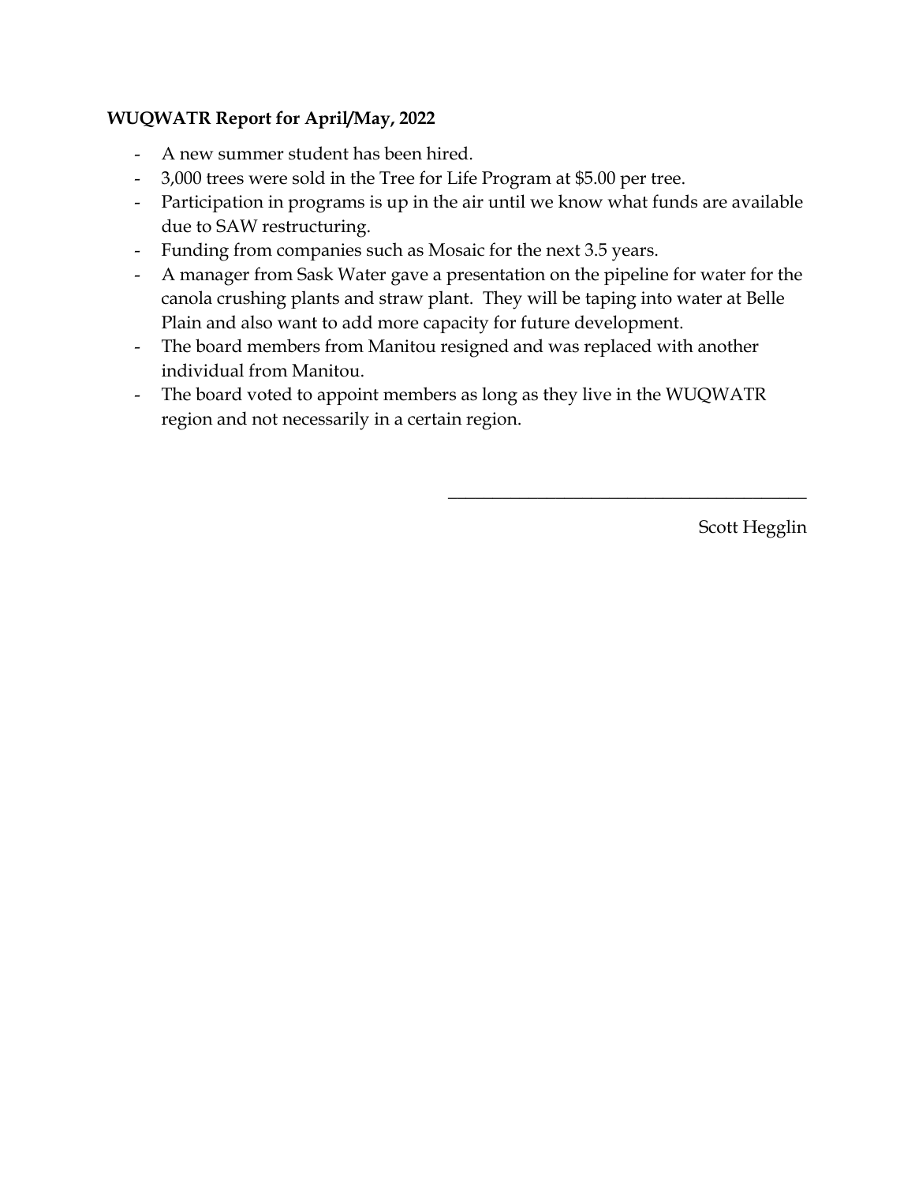**WUQWATR Report for April/May, 2022**

- A new summer student has been hired.
- 3,000 trees were sold in the Tree for Life Program at $5.00 per tree.
- Participation in programs is up in the air until we know what funds are available due to SAW restructuring.
- Funding from companies such as Mosaic for the next 3.5 years.
- A manager from Sask Water gave a presentation on the pipeline for water for the canola crushing plants and straw plant. They will be taping into water at Belle Plain and also want to add more capacity for future development.
- The board members from Manitou resigned and was replaced with another individual from Manitou.
- The board voted to appoint members as long as they live in the WUQWATR region and not necessarily in a certain region.

\_\_\_\_\_\_\_\_\_\_\_\_\_\_\_\_\_\_\_\_\_\_\_\_\_\_\_\_\_\_\_\_\_\_\_\_\_\_\_\_

Scott Hegglin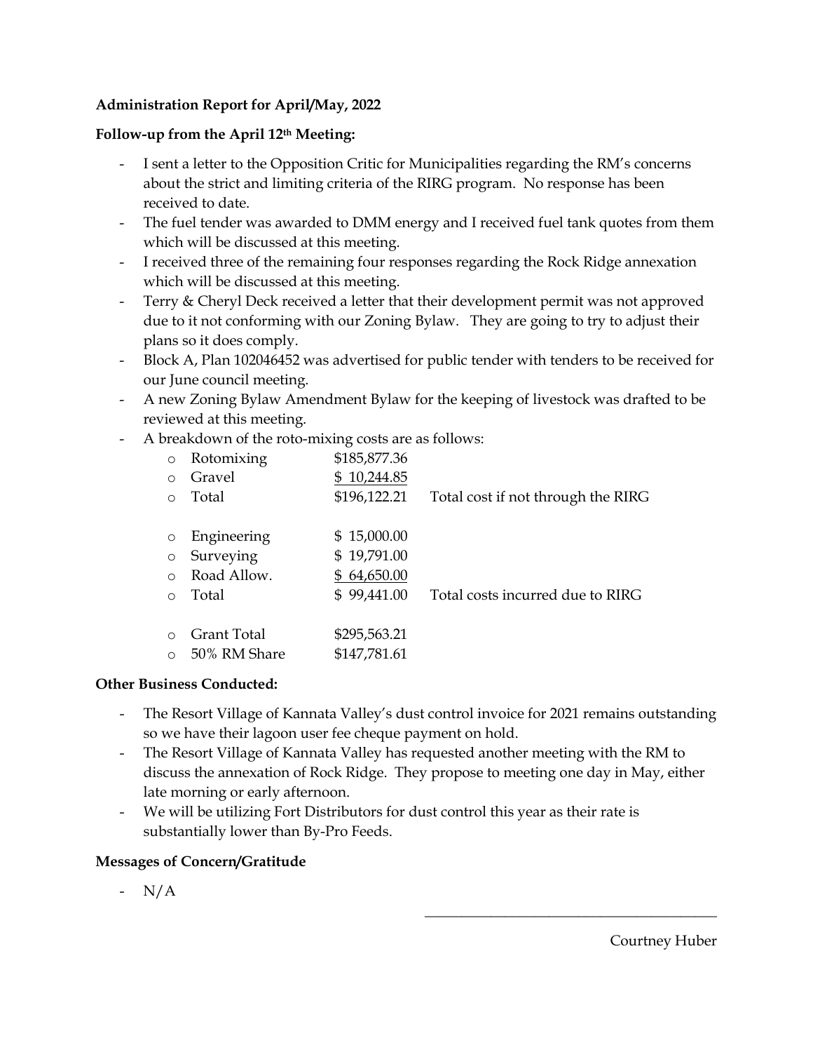**Administration Report for April/May, 2022**

**Follow-up from the April 12th Meeting:**

- I sent a letter to the Opposition Critic for Municipalities regarding the RM's concerns about the strict and limiting criteria of the RIRG program. No response has been received to date.
- The fuel tender was awarded to DMM energy and I received fuel tank quotes from them which will be discussed at this meeting.
- I received three of the remaining four responses regarding the Rock Ridge annexation which will be discussed at this meeting.
- Terry & Cheryl Deck received a letter that their development permit was not approved due to it not conforming with our Zoning Bylaw. They are going to try to adjust their plans so it does comply.
- Block A, Plan 102046452 was advertised for public tender with tenders to be received for our June council meeting.
- A new Zoning Bylaw Amendment Bylaw for the keeping of livestock was drafted to be reviewed at this meeting.
- A breakdown of the roto-mixing costs are as follows:
  - Rotomixing $185,877.36
  - Gravel $ 10,244.85
  - Total $196,122.21 Total cost if not through the RIRG

  - Engineering $ 15,000.00
  - Surveying $ 19,791.00
  - Road Allow. $ 64,650.00
  - Total $ 99,441.00 Total costs incurred due to RIRG

  - Grant Total $295,563.21
  - 50% RM Share $147,781.61

**Other Business Conducted:**

- The Resort Village of Kannata Valley's dust control invoice for 2021 remains outstanding so we have their lagoon user fee cheque payment on hold.
- The Resort Village of Kannata Valley has requested another meeting with the RM to discuss the annexation of Rock Ridge. They propose to meeting one day in May, either late morning or early afternoon.
- We will be utilizing Fort Distributors for dust control this year as their rate is substantially lower than By-Pro Feeds.

**Messages of Concern/Gratitude**

- N/A

\_\_\_\_\_\_\_\_\_\_\_\_\_\_\_\_\_\_\_\_\_\_\_\_\_\_\_\_\_\_\_\_\_\_\_\_\_\_\_\_

Courtney Huber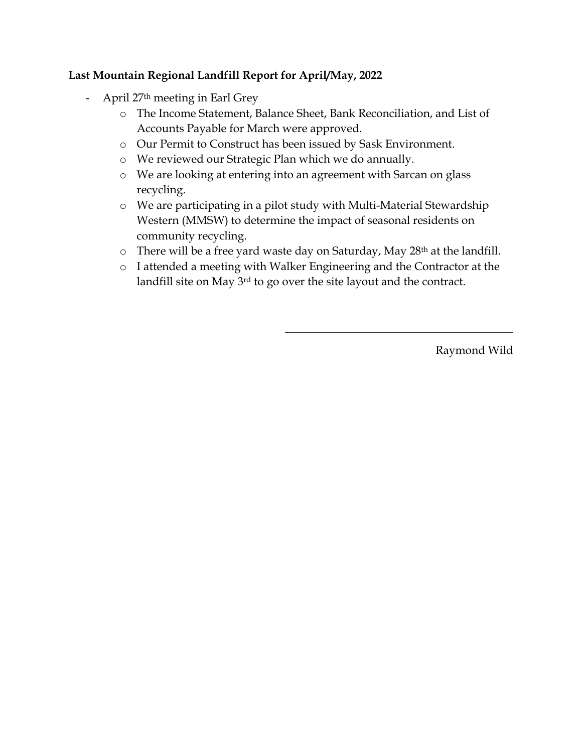**Last Mountain Regional Landfill Report for April/May, 2022**

- April 27th meeting in Earl Grey
  - The Income Statement, Balance Sheet, Bank Reconciliation, and List of Accounts Payable for March were approved.
  - Our Permit to Construct has been issued by Sask Environment.
  - We reviewed our Strategic Plan which we do annually.
  - We are looking at entering into an agreement with Sarcan on glass recycling.
  - We are participating in a pilot study with Multi-Material Stewardship Western (MMSW) to determine the impact of seasonal residents on community recycling.
  - There will be a free yard waste day on Saturday, May 28th at the landfill.
  - I attended a meeting with Walker Engineering and the Contractor at the landfill site on May 3rd to go over the site layout and the contract.

\_\_\_\_\_\_\_\_\_\_\_\_\_\_\_\_\_\_\_\_\_\_\_\_\_\_\_\_\_\_\_\_\_\_\_\_\_\_\_\_

Raymond Wild